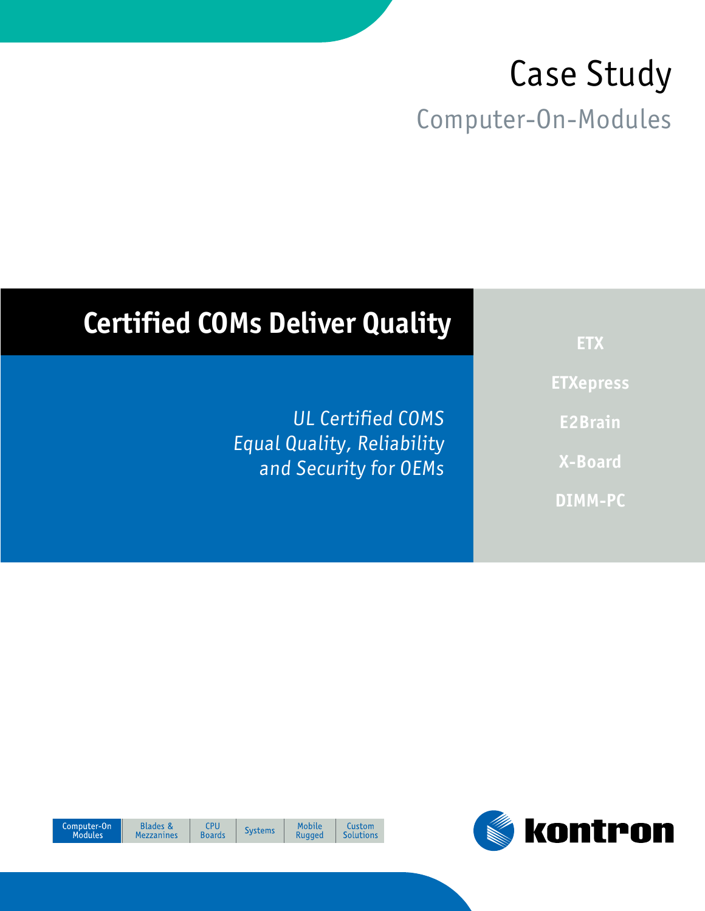# Case Study

## Computer-On-Modules

# Certified COMs Deliver Quality

*UL Certified COMS Equal Quality, Reliability and Security for OEMs*

**ETX**

**ETXepress**

**E2Brain**

**X-Board**

**DIMM-PC**

Computer-On Modules | Blades & Mezzanines | CPU Boards | Systems | Mobile Rugged | Custom Solutions

kontron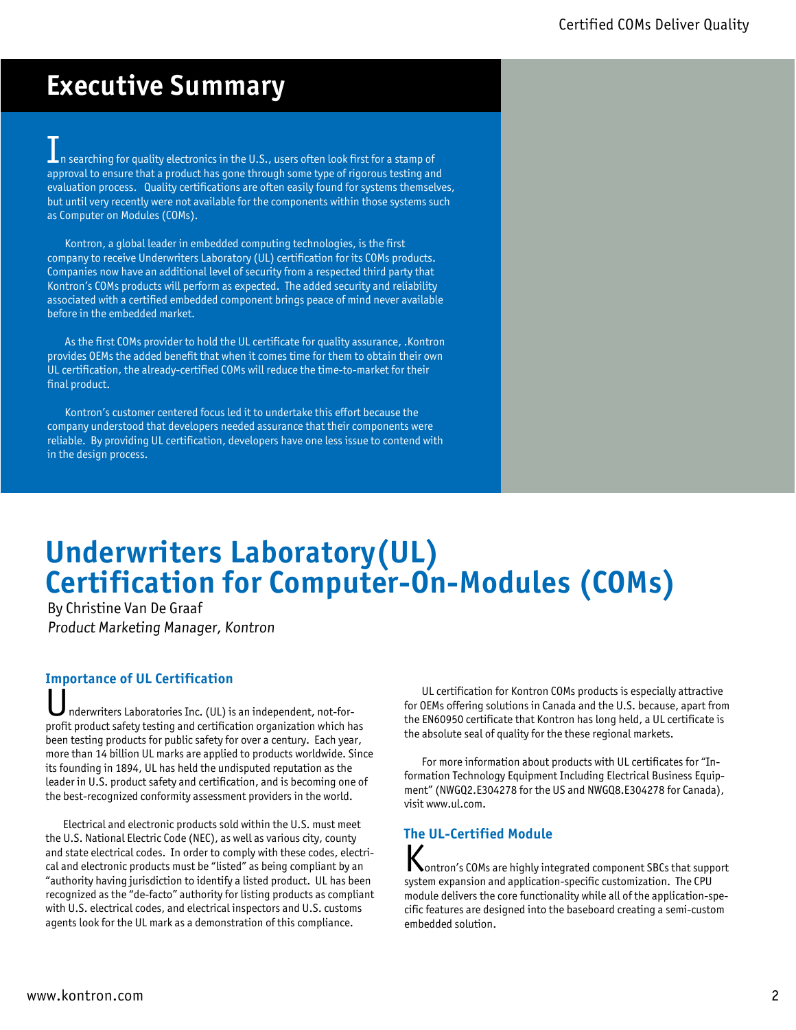## Executive Summary

In searching for quality electronics in the U.S., users often look first for a stamp of approval to ensure that a product has gone through some type of rigorous testing and evaluation process. Quality certifications are often easily found for systems themselves, but until very recently were not available for the components within those systems such as Computer on Modules (COMs).

Kontron, a global leader in embedded computing technologies, is the first company to receive Underwriters Laboratory (UL) certification for its COMs products. Companies now have an additional level of security from a respected third party that Kontron's COMs products will perform as expected. The added security and reliability associated with a certified embedded component brings peace of mind never available before in the embedded market.

As the first COMs provider to hold the UL certificate for quality assurance, .Kontron provides OEMs the added benefit that when it comes time for them to obtain their own UL certification, the already-certified COMs will reduce the time-to-market for their final product.

Kontron's customer centered focus led it to undertake this effort because the company understood that developers needed assurance that their components were reliable. By providing UL certification, developers have one less issue to contend with in the design process.

# Underwriters Laboratory(UL) Certification for Computer-On-Modules (COMs)

By Christine Van De Graaf
*Product Marketing Manager, Kontron*

### Importance of UL Certification

Underwriters Laboratories Inc. (UL) is an independent, not-for-profit product safety testing and certification organization which has been testing products for public safety for over a century. Each year, more than 14 billion UL marks are applied to products worldwide. Since its founding in 1894, UL has held the undisputed reputation as the leader in U.S. product safety and certification, and is becoming one of the best-recognized conformity assessment providers in the world.

Electrical and electronic products sold within the U.S. must meet the U.S. National Electric Code (NEC), as well as various city, county and state electrical codes. In order to comply with these codes, electrical and electronic products must be "listed" as being compliant by an "authority having jurisdiction to identify a listed product. UL has been recognized as the "de-facto" authority for listing products as compliant with U.S. electrical codes, and electrical inspectors and U.S. customs agents look for the UL mark as a demonstration of this compliance.

UL certification for Kontron COMs products is especially attractive for OEMs offering solutions in Canada and the U.S. because, apart from the EN60950 certificate that Kontron has long held, a UL certificate is the absolute seal of quality for the these regional markets.

For more information about products with UL certificates for "Information Technology Equipment Including Electrical Business Equipment" (NWGQ2.E304278 for the US and NWGQ8.E304278 for Canada), visit www.ul.com.

### The UL-Certified Module

Kontron's COMs are highly integrated component SBCs that support system expansion and application-specific customization. The CPU module delivers the core functionality while all of the application-specific features are designed into the baseboard creating a semi-custom embedded solution.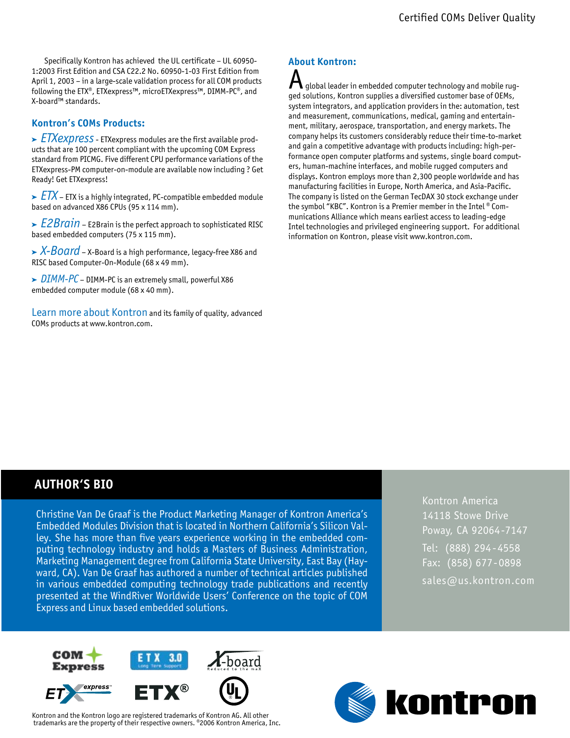Specifically Kontron has achieved the UL certificate – UL 60950-1:2003 First Edition and CSA C22.2 No. 60950-1-03 First Edition from April 1, 2003 – in a large-scale validation process for all COM products following the ETX®, ETXexpress™, microETXexpress™, DIMM-PC®, and X-board™ standards.

## Kontron's COMs Products:

➤ *ETXexpress* - ETXexpress modules are the first available products that are 100 percent compliant with the upcoming COM Express standard from PICMG. Five different CPU performance variations of the ETXexpress-PM computer-on-module are available now including ? Get Ready! Get ETXexpress!

➤ *ETX* – ETX is a highly integrated, PC-compatible embedded module based on advanced X86 CPUs (95 x 114 mm).

➤ *E2Brain* – E2Brain is the perfect approach to sophisticated RISC based embedded computers (75 x 115 mm).

➤ *X-Board* – X-Board is a high performance, legacy-free X86 and RISC based Computer-On-Module (68 x 49 mm).

➤ *DIMM-PC* – DIMM-PC is an extremely small, powerful X86 embedded computer module (68 x 40 mm).

Learn more about Kontron and its family of quality, advanced COMs products at www.kontron.com.

## About Kontron:

A global leader in embedded computer technology and mobile rugged solutions, Kontron supplies a diversified customer base of OEMs, system integrators, and application providers in the: automation, test and measurement, communications, medical, gaming and entertainment, military, aerospace, transportation, and energy markets. The company helps its customers considerably reduce their time-to-market and gain a competitive advantage with products including: high-performance open computer platforms and systems, single board computers, human-machine interfaces, and mobile rugged computers and displays. Kontron employs more than 2,300 people worldwide and has manufacturing facilities in Europe, North America, and Asia-Pacific. The company is listed on the German TecDAX 30 stock exchange under the symbol "KBC". Kontron is a Premier member in the Intel ® Communications Alliance which means earliest access to leading-edge Intel technologies and privileged engineering support. For additional information on Kontron, please visit www.kontron.com.

## AUTHOR'S BIO

Christine Van De Graaf is the Product Marketing Manager of Kontron America's Embedded Modules Division that is located in Northern California's Silicon Valley. She has more than five years experience working in the embedded computing technology industry and holds a Masters of Business Administration, Marketing Management degree from California State University, East Bay (Hayward, CA). Van De Graaf has authored a number of technical articles published in various embedded computing technology trade publications and recently presented at the WindRiver Worldwide Users' Conference on the topic of COM Express and Linux based embedded solutions.

Kontron America
14118 Stowe Drive
Poway, CA 92064-7147
Tel: (888) 294-4558
Fax: (858) 677-0898
sales@us.kontron.com

Kontron and the Kontron logo are registered trademarks of Kontron AG. All other trademarks are the property of their respective owners. ©2006 Kontron America, Inc.